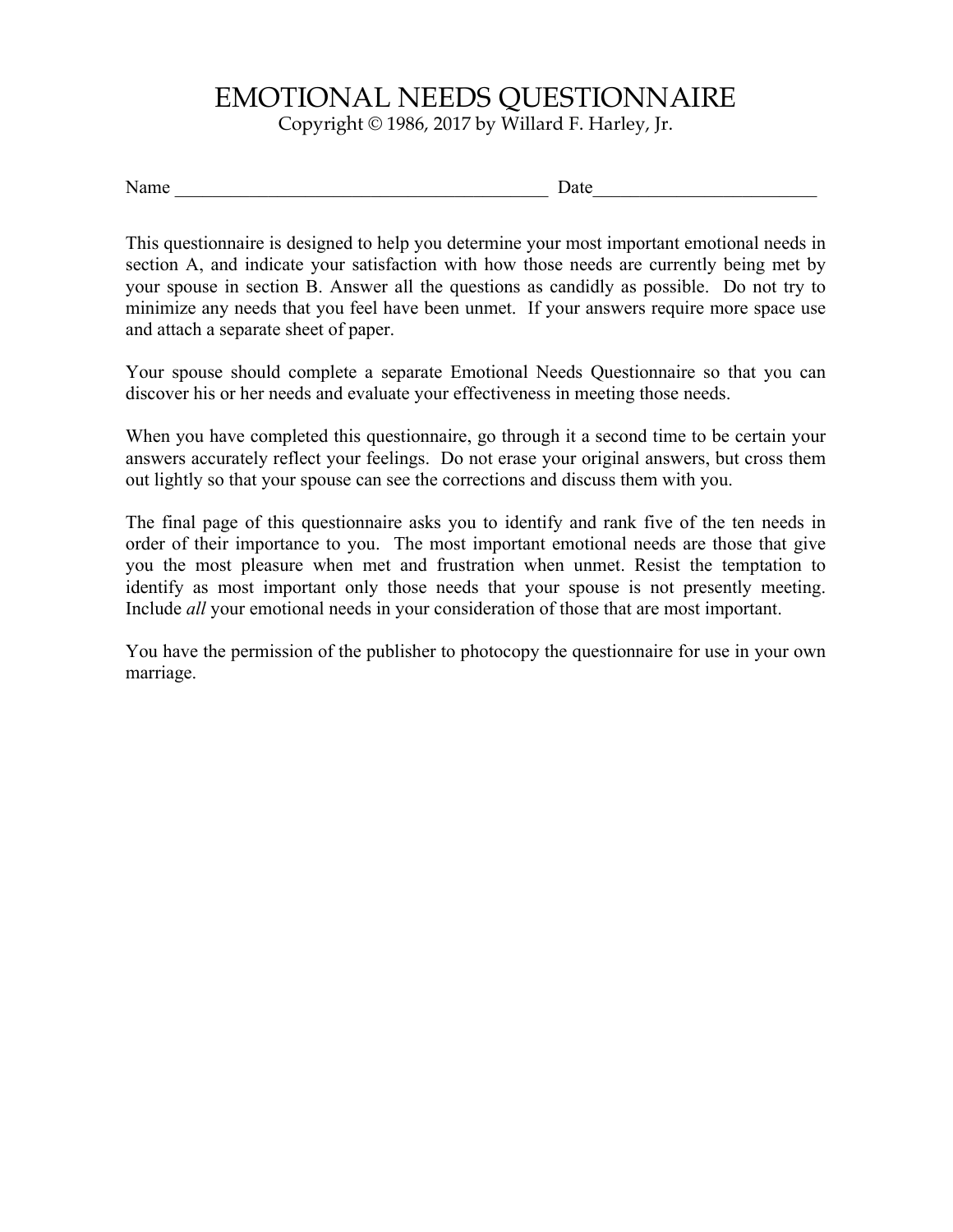# EMOTIONAL NEEDS QUESTIONNAIRE

Copyright © 1986, 2017 by Willard F. Harley, Jr.

Name ________________________________________ Date________________________

This questionnaire is designed to help you determine your most important emotional needs in section A, and indicate your satisfaction with how those needs are currently being met by your spouse in section B. Answer all the questions as candidly as possible. Do not try to minimize any needs that you feel have been unmet. If your answers require more space use and attach a separate sheet of paper.

Your spouse should complete a separate Emotional Needs Questionnaire so that you can discover his or her needs and evaluate your effectiveness in meeting those needs.

When you have completed this questionnaire, go through it a second time to be certain your answers accurately reflect your feelings. Do not erase your original answers, but cross them out lightly so that your spouse can see the corrections and discuss them with you.

The final page of this questionnaire asks you to identify and rank five of the ten needs in order of their importance to you. The most important emotional needs are those that give you the most pleasure when met and frustration when unmet. Resist the temptation to identify as most important only those needs that your spouse is not presently meeting. Include *all* your emotional needs in your consideration of those that are most important.

You have the permission of the publisher to photocopy the questionnaire for use in your own marriage.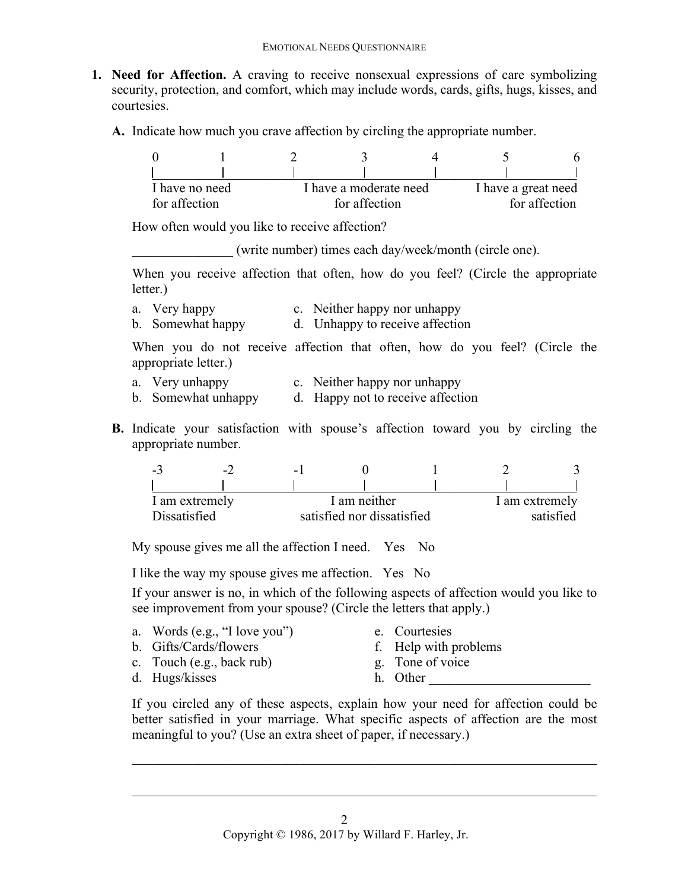1. **Need for Affection.** A craving to receive nonsexual expressions of care symbolizing security, protection, and comfort, which may include words, cards, gifts, hugs, kisses, and courtesies.

   **A.** Indicate how much you crave affection by circling the appropriate number.

   | 0 | 1 | 2 | 3 | 4 | 5 | 6 |
   |---|---|---|---|---|---|---|
   | I have no need for affection | | | I have a moderate need for affection | | | I have a great need for affection |

   How often would you like to receive affection?

   _______________ (write number) times each day/week/month (circle one).

   When you receive affection that often, how do you feel? (Circle the appropriate letter.)

   a. Very happy
   b. Somewhat happy
   c. Neither happy nor unhappy
   d. Unhappy to receive affection

   When you do not receive affection that often, how do you feel? (Circle the appropriate letter.)

   a. Very unhappy
   b. Somewhat unhappy
   c. Neither happy nor unhappy
   d. Happy not to receive affection

   **B.** Indicate your satisfaction with spouse's affection toward you by circling the appropriate number.

   | -3 | -2 | -1 | 0 | 1 | 2 | 3 |
   |---|---|---|---|---|---|---|
   | I am extremely Dissatisfied | | | I am neither satisfied nor dissatisfied | | | I am extremely satisfied |

   My spouse gives me all the affection I need. Yes No

   I like the way my spouse gives me affection. Yes No

   If your answer is no, in which of the following aspects of affection would you like to see improvement from your spouse? (Circle the letters that apply.)

   a. Words (e.g., "I love you")
   b. Gifts/Cards/flowers
   c. Touch (e.g., back rub)
   d. Hugs/kisses
   e. Courtesies
   f. Help with problems
   g. Tone of voice
   h. Other ________________________

   If you circled any of these aspects, explain how your need for affection could be better satisfied in your marriage. What specific aspects of affection are the most meaningful to you? (Use an extra sheet of paper, if necessary.)

   ______________________________________________________________________

   ______________________________________________________________________

Copyright © 1986, 2017 by Willard F. Harley, Jr.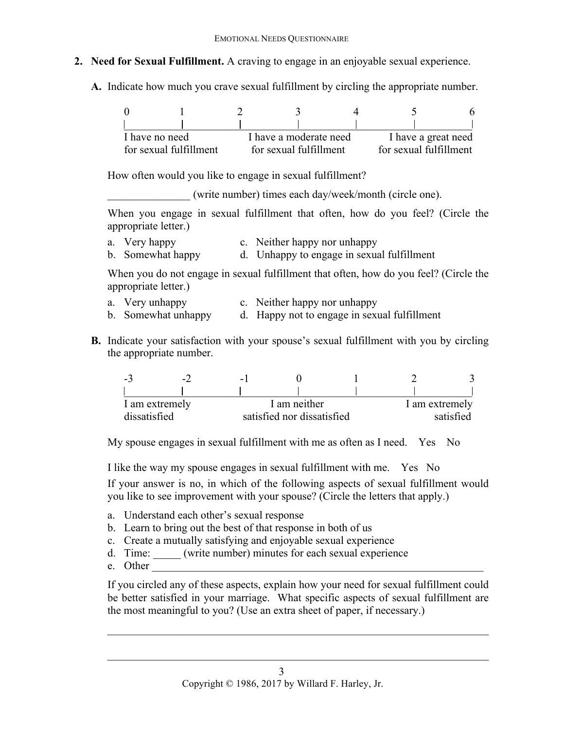**2. Need for Sexual Fulfillment.** A craving to engage in an enjoyable sexual experience.

**A.** Indicate how much you crave sexual fulfillment by circling the appropriate number.

| 0 | 1 | 2 | 3 | 4 | 5 | 6 |
|---|---|---|---|---|---|---|
| I have no need for sexual fulfillment | | | I have a moderate need for sexual fulfillment | | | I have a great need for sexual fulfillment |

How often would you like to engage in sexual fulfillment?

_______________ (write number) times each day/week/month (circle one).

When you engage in sexual fulfillment that often, how do you feel? (Circle the appropriate letter.)

a. Very happy
b. Somewhat happy
c. Neither happy nor unhappy
d. Unhappy to engage in sexual fulfillment

When you do not engage in sexual fulfillment that often, how do you feel? (Circle the appropriate letter.)

a. Very unhappy
b. Somewhat unhappy
c. Neither happy nor unhappy
d. Happy not to engage in sexual fulfillment

**B.** Indicate your satisfaction with your spouse's sexual fulfillment with you by circling the appropriate number.

| -3 | -2 | -1 | 0 | 1 | 2 | 3 |
|---|---|---|---|---|---|---|
| I am extremely dissatisfied | | | I am neither satisfied nor dissatisfied | | | I am extremely satisfied |

My spouse engages in sexual fulfillment with me as often as I need. Yes No

I like the way my spouse engages in sexual fulfillment with me. Yes No

If your answer is no, in which of the following aspects of sexual fulfillment would you like to see improvement with your spouse? (Circle the letters that apply.)

a. Understand each other's sexual response
b. Learn to bring out the best of that response in both of us
c. Create a mutually satisfying and enjoyable sexual experience
d. Time: _____ (write number) minutes for each sexual experience
e. Other _______________________________________________________________

If you circled any of these aspects, explain how your need for sexual fulfillment could be better satisfied in your marriage. What specific aspects of sexual fulfillment are the most meaningful to you? (Use an extra sheet of paper, if necessary.)

_______________________________________________________________________

_______________________________________________________________________

Copyright © 1986, 2017 by Willard F. Harley, Jr.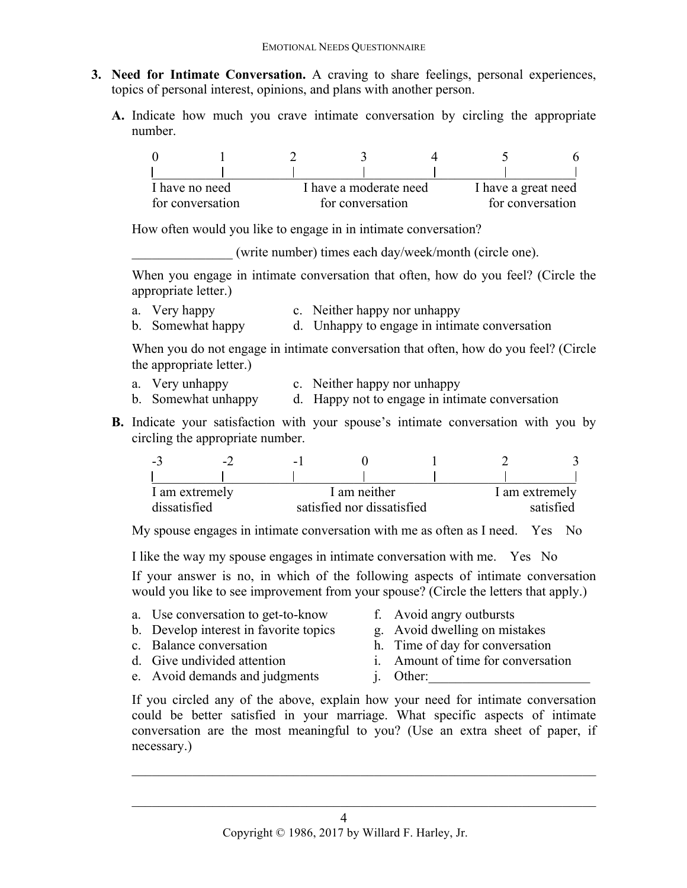**3. Need for Intimate Conversation.** A craving to share feelings, personal experiences, topics of personal interest, opinions, and plans with another person.

**A.** Indicate how much you crave intimate conversation by circling the appropriate number.

| 0 | 1 | 2 | 3 | 4 | 5 | 6 |
|---|---|---|---|---|---|---|
| I have no need for conversation | | | I have a moderate need for conversation | | | I have a great need for conversation |

How often would you like to engage in in intimate conversation?

_______________ (write number) times each day/week/month (circle one).

When you engage in intimate conversation that often, how do you feel? (Circle the appropriate letter.)

a. Very happy
b. Somewhat happy
c. Neither happy nor unhappy
d. Unhappy to engage in intimate conversation

When you do not engage in intimate conversation that often, how do you feel? (Circle the appropriate letter.)

a. Very unhappy
b. Somewhat unhappy
c. Neither happy nor unhappy
d. Happy not to engage in intimate conversation

**B.** Indicate your satisfaction with your spouse's intimate conversation with you by circling the appropriate number.

| -3 | -2 | -1 | 0 | 1 | 2 | 3 |
|---|---|---|---|---|---|---|
| I am extremely dissatisfied | | | I am neither satisfied nor dissatisfied | | | I am extremely satisfied |

My spouse engages in intimate conversation with me as often as I need.    Yes    No

I like the way my spouse engages in intimate conversation with me.    Yes    No

If your answer is no, in which of the following aspects of intimate conversation would you like to see improvement from your spouse? (Circle the letters that apply.)

a. Use conversation to get-to-know
b. Develop interest in favorite topics
c. Balance conversation
d. Give undivided attention
e. Avoid demands and judgments
f. Avoid angry outbursts
g. Avoid dwelling on mistakes
h. Time of day for conversation
i. Amount of time for conversation
j. Other:________________________

If you circled any of the above, explain how your need for intimate conversation could be better satisfied in your marriage. What specific aspects of intimate conversation are the most meaningful to you? (Use an extra sheet of paper, if necessary.)

_______________________________________________________________________

_______________________________________________________________________

Copyright © 1986, 2017 by Willard F. Harley, Jr.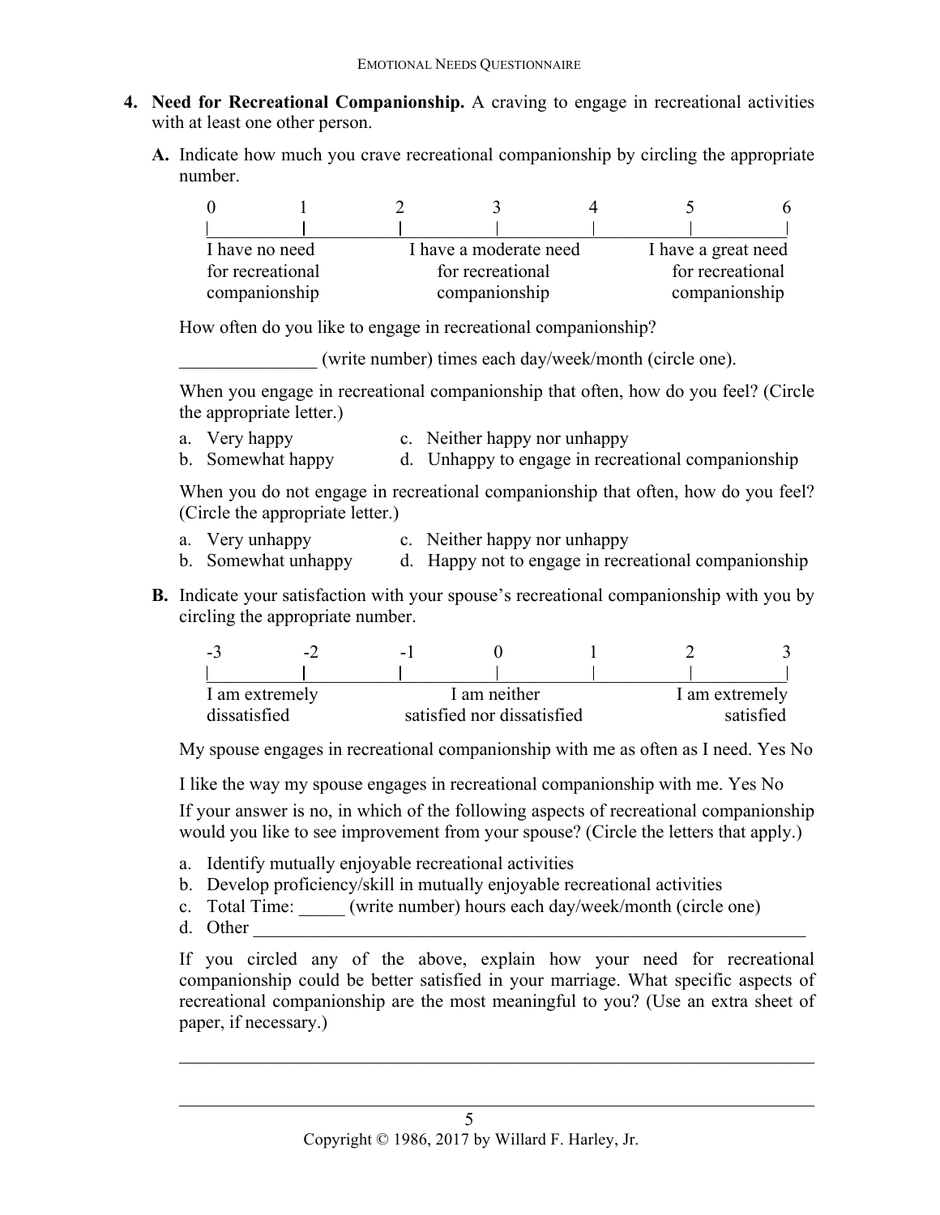4. **Need for Recreational Companionship.** A craving to engage in recreational activities with at least one other person.

   **A.** Indicate how much you crave recreational companionship by circling the appropriate number.

| 0 | 1 | 2 | 3 | 4 | 5 | 6 |
|---|---|---|---|---|---|---|
| I have no need for recreational companionship | | | I have a moderate need for recreational companionship | | | I have a great need for recreational companionship |

   How often do you like to engage in recreational companionship?

   _______________ (write number) times each day/week/month (circle one).

   When you engage in recreational companionship that often, how do you feel? (Circle the appropriate letter.)

   a. Very happy
   b. Somewhat happy
   c. Neither happy nor unhappy
   d. Unhappy to engage in recreational companionship

   When you do not engage in recreational companionship that often, how do you feel? (Circle the appropriate letter.)

   a. Very unhappy
   b. Somewhat unhappy
   c. Neither happy nor unhappy
   d. Happy not to engage in recreational companionship

   **B.** Indicate your satisfaction with your spouse's recreational companionship with you by circling the appropriate number.

| -3 | -2 | -1 | 0 | 1 | 2 | 3 |
|---|---|---|---|---|---|---|
| I am extremely dissatisfied | | | I am neither satisfied nor dissatisfied | | | I am extremely satisfied |

   My spouse engages in recreational companionship with me as often as I need. Yes No

   I like the way my spouse engages in recreational companionship with me. Yes No

   If your answer is no, in which of the following aspects of recreational companionship would you like to see improvement from your spouse? (Circle the letters that apply.)

   a. Identify mutually enjoyable recreational activities
   b. Develop proficiency/skill in mutually enjoyable recreational activities
   c. Total Time: _____ (write number) hours each day/week/month (circle one)
   d. Other ______________________________________________________________

   If you circled any of the above, explain how your need for recreational companionship could be better satisfied in your marriage. What specific aspects of recreational companionship are the most meaningful to you? (Use an extra sheet of paper, if necessary.)

   ______________________________________________________________________

   ______________________________________________________________________

Copyright © 1986, 2017 by Willard F. Harley, Jr.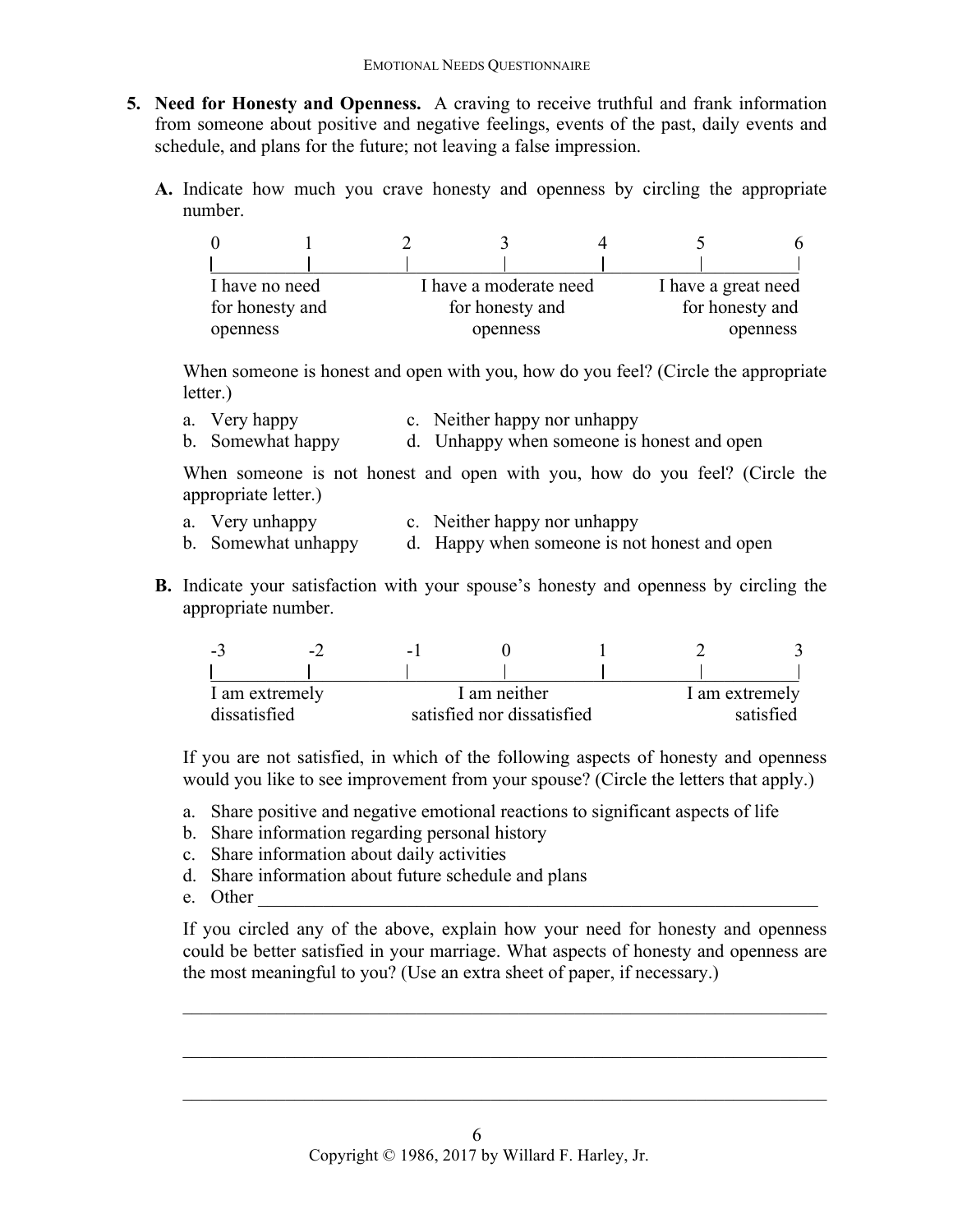**5. Need for Honesty and Openness.** A craving to receive truthful and frank information from someone about positive and negative feelings, events of the past, daily events and schedule, and plans for the future; not leaving a false impression.

**A.** Indicate how much you crave honesty and openness by circling the appropriate number.

| 0 | 1 | 2 | 3 | 4 | 5 | 6 |
|---|---|---|---|---|---|---|
| I have no need for honesty and openness | | | I have a moderate need for honesty and openness | | | I have a great need for honesty and openness |

When someone is honest and open with you, how do you feel? (Circle the appropriate letter.)

a. Very happy
b. Somewhat happy
c. Neither happy nor unhappy
d. Unhappy when someone is honest and open

When someone is not honest and open with you, how do you feel? (Circle the appropriate letter.)

a. Very unhappy
b. Somewhat unhappy
c. Neither happy nor unhappy
d. Happy when someone is not honest and open

**B.** Indicate your satisfaction with your spouse's honesty and openness by circling the appropriate number.

| -3 | -2 | -1 | 0 | 1 | 2 | 3 |
|---|---|---|---|---|---|---|
| I am extremely dissatisfied | | | I am neither satisfied nor dissatisfied | | | I am extremely satisfied |

If you are not satisfied, in which of the following aspects of honesty and openness would you like to see improvement from your spouse? (Circle the letters that apply.)

a. Share positive and negative emotional reactions to significant aspects of life
b. Share information regarding personal history
c. Share information about daily activities
d. Share information about future schedule and plans
e. Other ____________________________________________________________

If you circled any of the above, explain how your need for honesty and openness could be better satisfied in your marriage. What aspects of honesty and openness are the most meaningful to you? (Use an extra sheet of paper, if necessary.)

______________________________________________________________________

______________________________________________________________________

______________________________________________________________________

Copyright © 1986, 2017 by Willard F. Harley, Jr.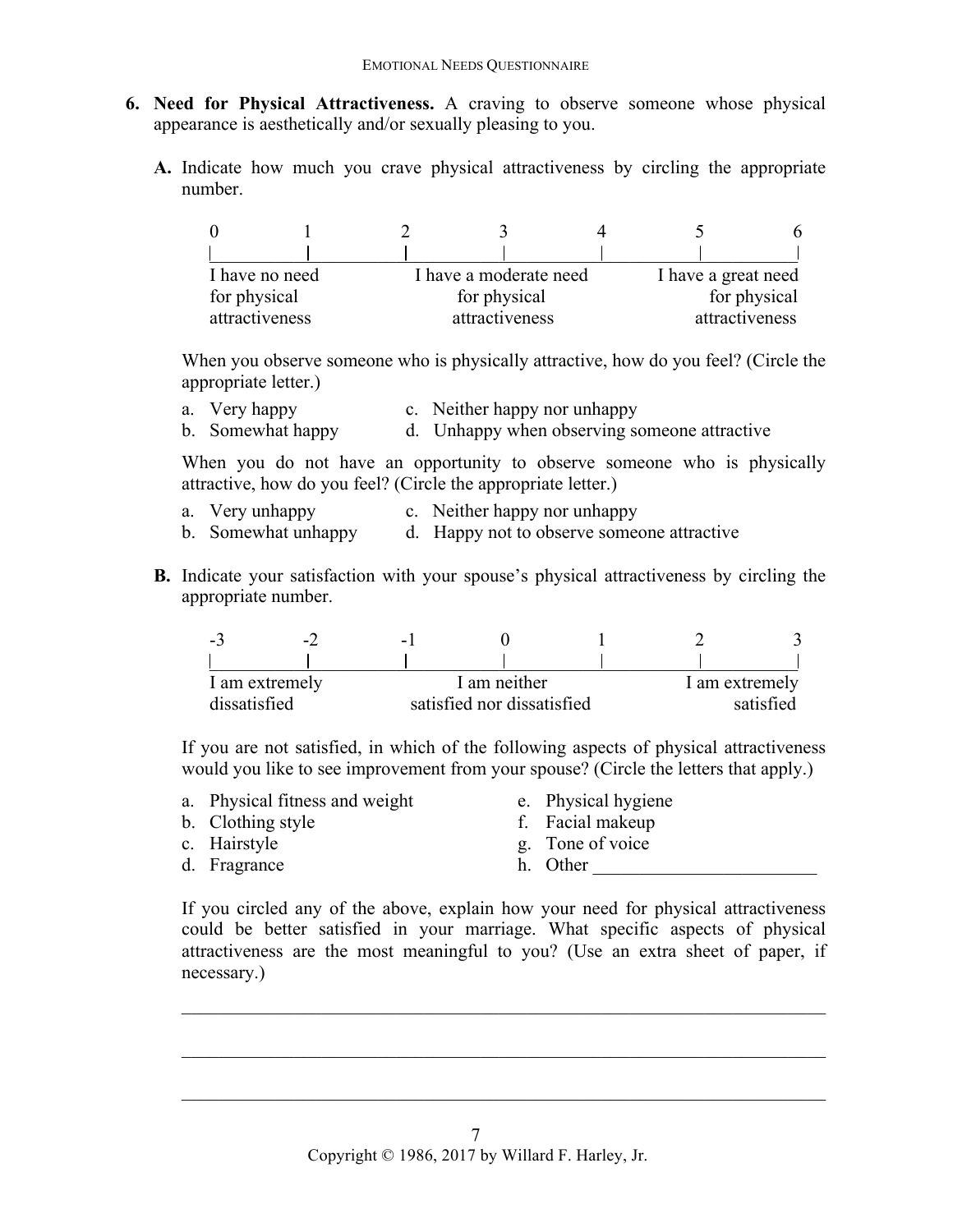**6. Need for Physical Attractiveness.** A craving to observe someone whose physical appearance is aesthetically and/or sexually pleasing to you.

**A.** Indicate how much you crave physical attractiveness by circling the appropriate number.

| 0 | 1 | 2 | 3 | 4 | 5 | 6 |
|---|---|---|---|---|---|---|
| I have no need for physical attractiveness | | | I have a moderate need for physical attractiveness | | | I have a great need for physical attractiveness |

When you observe someone who is physically attractive, how do you feel? (Circle the appropriate letter.)

a. Very happy
b. Somewhat happy
c. Neither happy nor unhappy
d. Unhappy when observing someone attractive

When you do not have an opportunity to observe someone who is physically attractive, how do you feel? (Circle the appropriate letter.)

a. Very unhappy
b. Somewhat unhappy
c. Neither happy nor unhappy
d. Happy not to observe someone attractive

**B.** Indicate your satisfaction with your spouse's physical attractiveness by circling the appropriate number.

| -3 | -2 | -1 | 0 | 1 | 2 | 3 |
|---|---|---|---|---|---|---|
| I am extremely dissatisfied | | | I am neither satisfied nor dissatisfied | | | I am extremely satisfied |

If you are not satisfied, in which of the following aspects of physical attractiveness would you like to see improvement from your spouse? (Circle the letters that apply.)

a. Physical fitness and weight
b. Clothing style
c. Hairstyle
d. Fragrance
e. Physical hygiene
f. Facial makeup
g. Tone of voice
h. Other ________________________

If you circled any of the above, explain how your need for physical attractiveness could be better satisfied in your marriage. What specific aspects of physical attractiveness are the most meaningful to you? (Use an extra sheet of paper, if necessary.)

______________________________________________________________________

______________________________________________________________________

______________________________________________________________________

Copyright © 1986, 2017 by Willard F. Harley, Jr.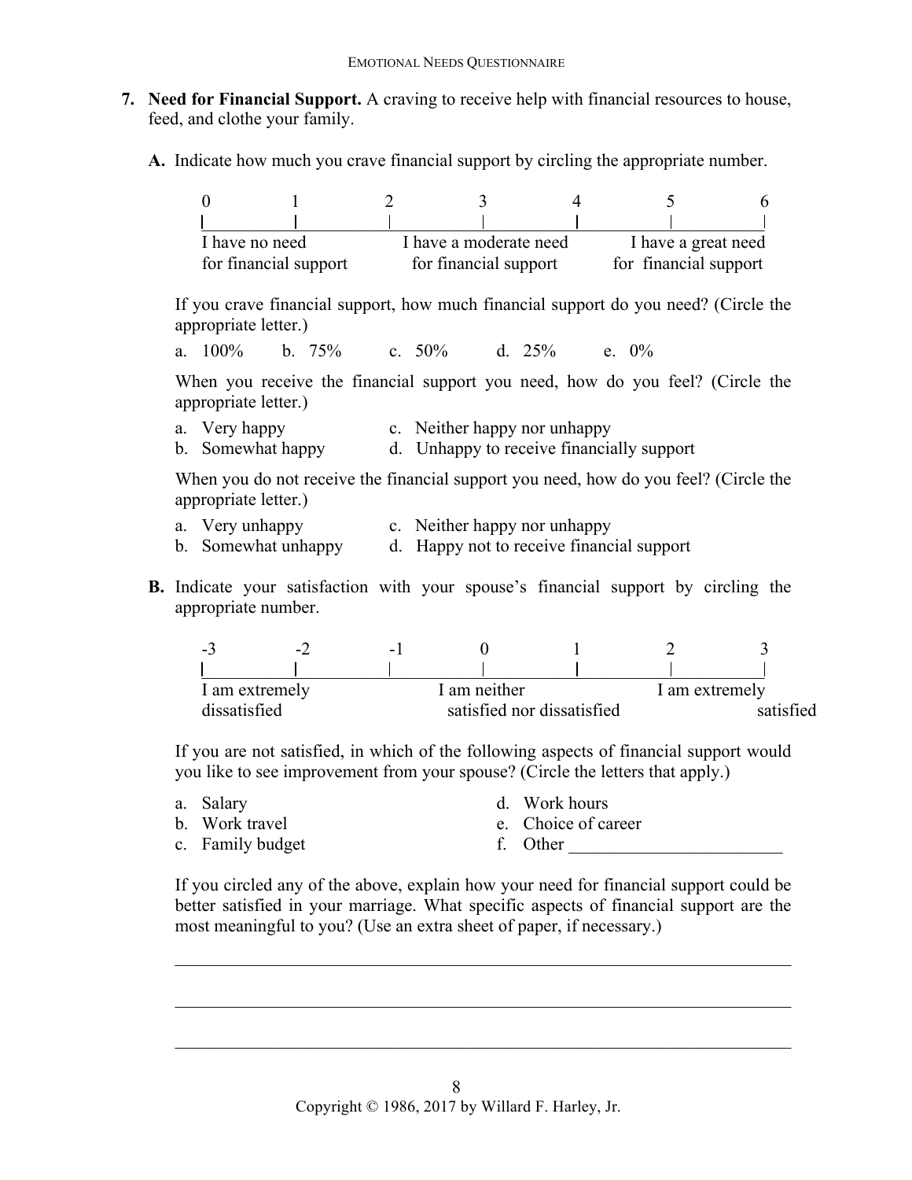7. **Need for Financial Support.** A craving to receive help with financial resources to house, feed, and clothe your family.

   **A.** Indicate how much you crave financial support by circling the appropriate number.

| 0 | 1 | 2 | 3 | 4 | 5 | 6 |
|---|---|---|---|---|---|---|
| I have no need for financial support | | | I have a moderate need for financial support | | | I have a great need for financial support |

   If you crave financial support, how much financial support do you need? (Circle the appropriate letter.)

   a. 100%  b. 75%  c. 50%  d. 25%  e. 0%

   When you receive the financial support you need, how do you feel? (Circle the appropriate letter.)

   a. Very happy
   b. Somewhat happy
   c. Neither happy nor unhappy
   d. Unhappy to receive financially support

   When you do not receive the financial support you need, how do you feel? (Circle the appropriate letter.)

   a. Very unhappy
   b. Somewhat unhappy
   c. Neither happy nor unhappy
   d. Happy not to receive financial support

   **B.** Indicate your satisfaction with your spouse's financial support by circling the appropriate number.

| -3 | -2 | -1 | 0 | 1 | 2 | 3 |
|---|---|---|---|---|---|---|
| I am extremely dissatisfied | | | I am neither satisfied nor dissatisfied | | | I am extremely satisfied |

   If you are not satisfied, in which of the following aspects of financial support would you like to see improvement from your spouse? (Circle the letters that apply.)

   a. Salary
   b. Work travel
   c. Family budget
   d. Work hours
   e. Choice of career
   f. Other ________________________

   If you circled any of the above, explain how your need for financial support could be better satisfied in your marriage. What specific aspects of financial support are the most meaningful to you? (Use an extra sheet of paper, if necessary.)

   ______________________________________________________________________

   ______________________________________________________________________

   ______________________________________________________________________

Copyright © 1986, 2017 by Willard F. Harley, Jr.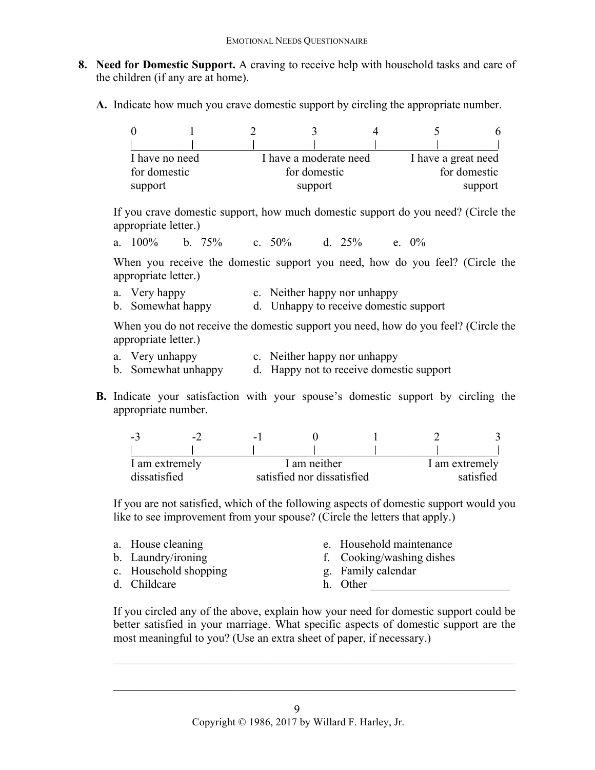**8. Need for Domestic Support.** A craving to receive help with household tasks and care of the children (if any are at home).

**A.** Indicate how much you crave domestic support by circling the appropriate number.

| 0 | 1 | 2 | 3 | 4 | 5 | 6 |
|---|---|---|---|---|---|---|
| I have no need for domestic support | | | I have a moderate need for domestic support | | | I have a great need for domestic support |

If you crave domestic support, how much domestic support do you need? (Circle the appropriate letter.)

a. 100% b. 75% c. 50% d. 25% e. 0%

When you receive the domestic support you need, how do you feel? (Circle the appropriate letter.)

a. Very happy
b. Somewhat happy
c. Neither happy nor unhappy
d. Unhappy to receive domestic support

When you do not receive the domestic support you need, how do you feel? (Circle the appropriate letter.)

a. Very unhappy
b. Somewhat unhappy
c. Neither happy nor unhappy
d. Happy not to receive domestic support

**B.** Indicate your satisfaction with your spouse's domestic support by circling the appropriate number.

| -3 | -2 | -1 | 0 | 1 | 2 | 3 |
|---|---|---|---|---|---|---|
| I am extremely dissatisfied | | | I am neither satisfied nor dissatisfied | | | I am extremely satisfied |

If you are not satisfied, which of the following aspects of domestic support would you like to see improvement from your spouse? (Circle the letters that apply.)

a. House cleaning
b. Laundry/ironing
c. Household shopping
d. Childcare
e. Household maintenance
f. Cooking/washing dishes
g. Family calendar
h. Other ________________________

If you circled any of the above, explain how your need for domestic support could be better satisfied in your marriage. What specific aspects of domestic support are the most meaningful to you? (Use an extra sheet of paper, if necessary.)

______________________________________________________________________

______________________________________________________________________

Copyright © 1986, 2017 by Willard F. Harley, Jr.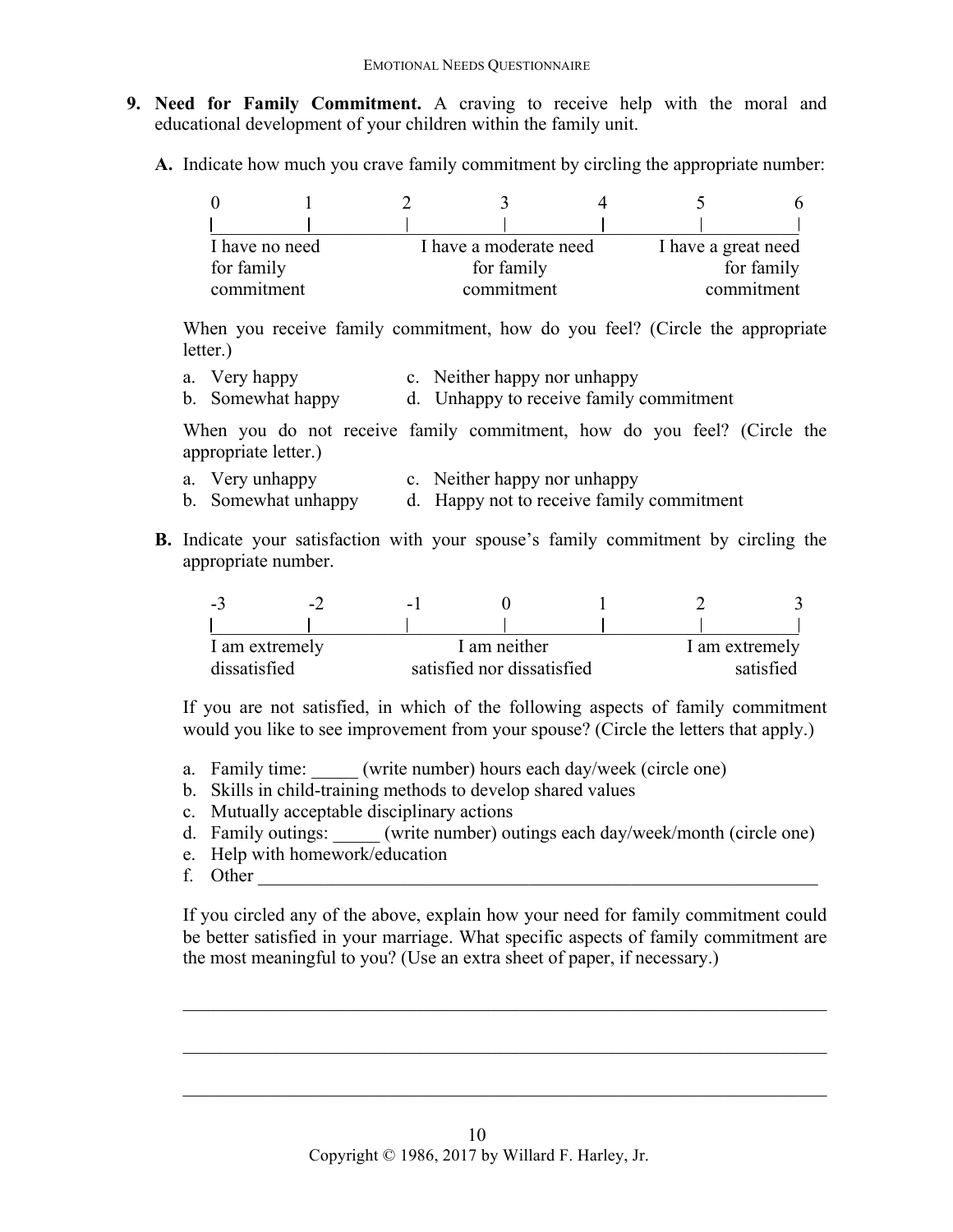**9. Need for Family Commitment.** A craving to receive help with the moral and educational development of your children within the family unit.

**A.** Indicate how much you crave family commitment by circling the appropriate number:

| 0 | 1 | 2 | 3 | 4 | 5 | 6 |
|---|---|---|---|---|---|---|
| I have no need for family commitment | | | I have a moderate need for family commitment | | | I have a great need for family commitment |

When you receive family commitment, how do you feel? (Circle the appropriate letter.)

a. Very happy
b. Somewhat happy
c. Neither happy nor unhappy
d. Unhappy to receive family commitment

When you do not receive family commitment, how do you feel? (Circle the appropriate letter.)

a. Very unhappy
b. Somewhat unhappy
c. Neither happy nor unhappy
d. Happy not to receive family commitment

**B.** Indicate your satisfaction with your spouse's family commitment by circling the appropriate number.

| -3 | -2 | -1 | 0 | 1 | 2 | 3 |
|---|---|---|---|---|---|---|
| I am extremely dissatisfied | | | I am neither satisfied nor dissatisfied | | | I am extremely satisfied |

If you are not satisfied, in which of the following aspects of family commitment would you like to see improvement from your spouse? (Circle the letters that apply.)

a. Family time: _____ (write number) hours each day/week (circle one)
b. Skills in child-training methods to develop shared values
c. Mutually acceptable disciplinary actions
d. Family outings: _____ (write number) outings each day/week/month (circle one)
e. Help with homework/education
f. Other ________________________________________________________________

If you circled any of the above, explain how your need for family commitment could be better satisfied in your marriage. What specific aspects of family commitment are the most meaningful to you? (Use an extra sheet of paper, if necessary.)

______________________________________________________________________

______________________________________________________________________

______________________________________________________________________

Copyright © 1986, 2017 by Willard F. Harley, Jr.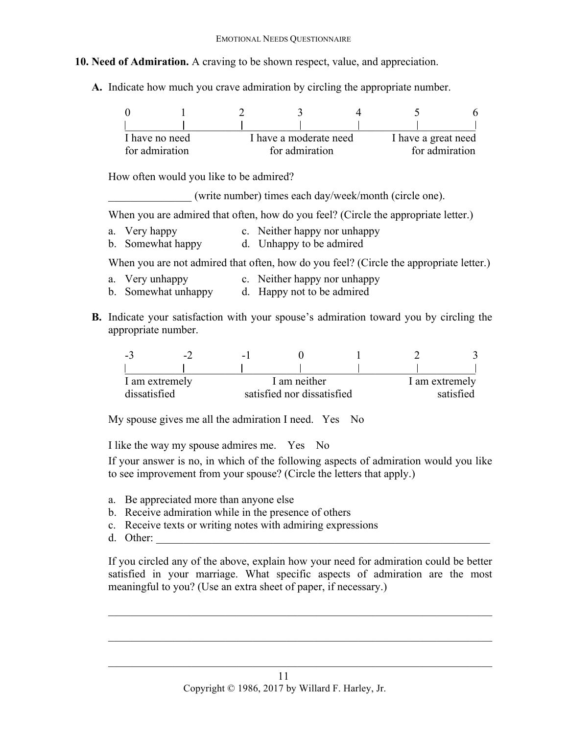**10. Need of Admiration.** A craving to be shown respect, value, and appreciation.

**A.** Indicate how much you crave admiration by circling the appropriate number.

| 0 | 1 | 2 | 3 | 4 | 5 | 6 |
|---|---|---|---|---|---|---|
| I have no need for admiration | | | I have a moderate need for admiration | | | I have a great need for admiration |

How often would you like to be admired?

_______________ (write number) times each day/week/month (circle one).

When you are admired that often, how do you feel? (Circle the appropriate letter.)

a. Very happy
b. Somewhat happy
c. Neither happy nor unhappy
d. Unhappy to be admired

When you are not admired that often, how do you feel? (Circle the appropriate letter.)

a. Very unhappy
b. Somewhat unhappy
c. Neither happy nor unhappy
d. Happy not to be admired

**B.** Indicate your satisfaction with your spouse's admiration toward you by circling the appropriate number.

| -3 | -2 | -1 | 0 | 1 | 2 | 3 |
|---|---|---|---|---|---|---|
| I am extremely dissatisfied | | | I am neither satisfied nor dissatisfied | | | I am extremely satisfied |

My spouse gives me all the admiration I need. Yes No

I like the way my spouse admires me. Yes No

If your answer is no, in which of the following aspects of admiration would you like to see improvement from your spouse? (Circle the letters that apply.)

a. Be appreciated more than anyone else
b. Receive admiration while in the presence of others
c. Receive texts or writing notes with admiring expressions
d. Other: _______________________________________________

If you circled any of the above, explain how your need for admiration could be better satisfied in your marriage. What specific aspects of admiration are the most meaningful to you? (Use an extra sheet of paper, if necessary.)

_______________________________________________________________

_______________________________________________________________

_______________________________________________________________

Copyright © 1986, 2017 by Willard F. Harley, Jr.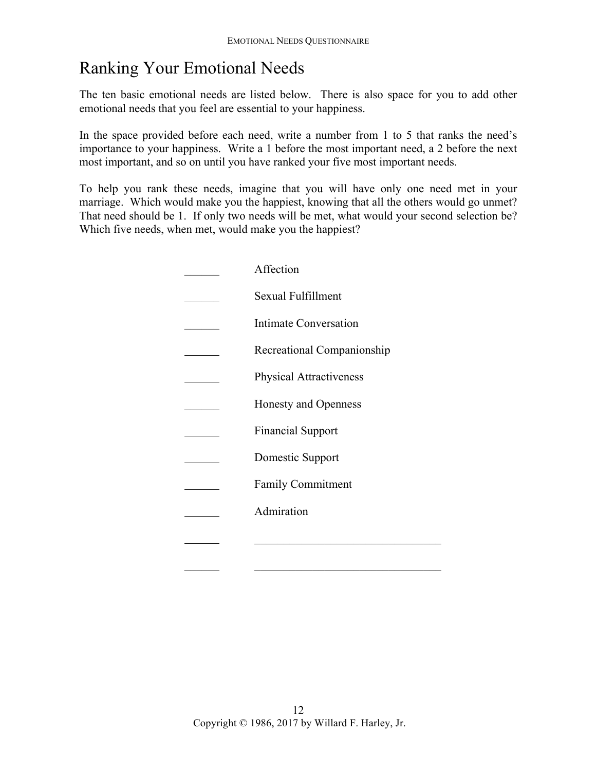# Ranking Your Emotional Needs

The ten basic emotional needs are listed below. There is also space for you to add other emotional needs that you feel are essential to your happiness.

In the space provided before each need, write a number from 1 to 5 that ranks the need's importance to your happiness. Write a 1 before the most important need, a 2 before the next most important, and so on until you have ranked your five most important needs.

To help you rank these needs, imagine that you will have only one need met in your marriage. Which would make you the happiest, knowing that all the others would go unmet? That need should be 1. If only two needs will be met, what would your second selection be? Which five needs, when met, would make you the happiest?

______ Affection

______ Sexual Fulfillment

______ Intimate Conversation

______ Recreational Companionship

______ Physical Attractiveness

______ Honesty and Openness

______ Financial Support

______ Domestic Support

______ Family Commitment

______ Admiration

______ ________________________________

______ ________________________________

Copyright © 1986, 2017 by Willard F. Harley, Jr.